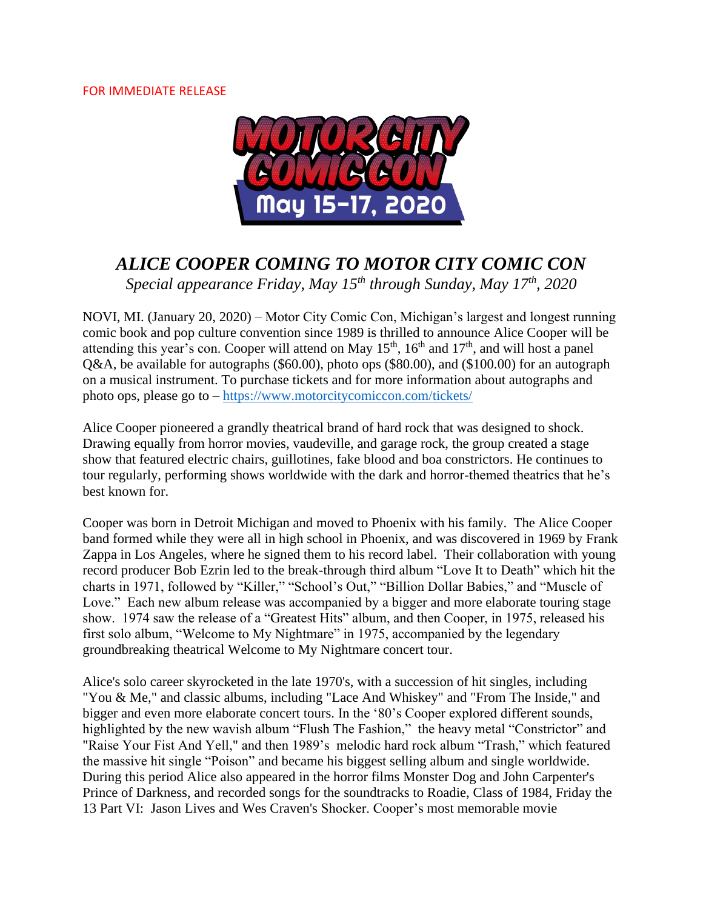FOR IMMEDIATE RELEASE

MOTOR CITY COMIC CON

May 15-17, 2020

# *ALICE COOPER COMING TO MOTOR CITY COMIC CON*

*Special appearance Friday, May 15th through Sunday, May 17th, 2020*

NOVI, MI. (January 20, 2020) – Motor City Comic Con, Michigan's largest and longest running comic book and pop culture convention since 1989 is thrilled to announce Alice Cooper will be attending this year's con. Cooper will attend on May 15th, 16th and 17th, and will host a panel Q&A, be available for autographs ($60.00), photo ops ($80.00), and ($100.00) for an autograph on a musical instrument. To purchase tickets and for more information about autographs and photo ops, please go to – https://www.motorcitycomiccon.com/tickets/

Alice Cooper pioneered a grandly theatrical brand of hard rock that was designed to shock. Drawing equally from horror movies, vaudeville, and garage rock, the group created a stage show that featured electric chairs, guillotines, fake blood and boa constrictors. He continues to tour regularly, performing shows worldwide with the dark and horror-themed theatrics that he's best known for.

Cooper was born in Detroit Michigan and moved to Phoenix with his family. The Alice Cooper band formed while they were all in high school in Phoenix, and was discovered in 1969 by Frank Zappa in Los Angeles, where he signed them to his record label. Their collaboration with young record producer Bob Ezrin led to the break-through third album "Love It to Death" which hit the charts in 1971, followed by "Killer," "School's Out," "Billion Dollar Babies," and "Muscle of Love." Each new album release was accompanied by a bigger and more elaborate touring stage show. 1974 saw the release of a "Greatest Hits" album, and then Cooper, in 1975, released his first solo album, "Welcome to My Nightmare" in 1975, accompanied by the legendary groundbreaking theatrical Welcome to My Nightmare concert tour.

Alice's solo career skyrocketed in the late 1970's, with a succession of hit singles, including "You & Me," and classic albums, including "Lace And Whiskey" and "From The Inside," and bigger and even more elaborate concert tours. In the '80's Cooper explored different sounds, highlighted by the new wavish album "Flush The Fashion," the heavy metal "Constrictor" and "Raise Your Fist And Yell," and then 1989's melodic hard rock album "Trash," which featured the massive hit single "Poison" and became his biggest selling album and single worldwide. During this period Alice also appeared in the horror films Monster Dog and John Carpenter's Prince of Darkness, and recorded songs for the soundtracks to Roadie, Class of 1984, Friday the 13 Part VI: Jason Lives and Wes Craven's Shocker. Cooper's most memorable movie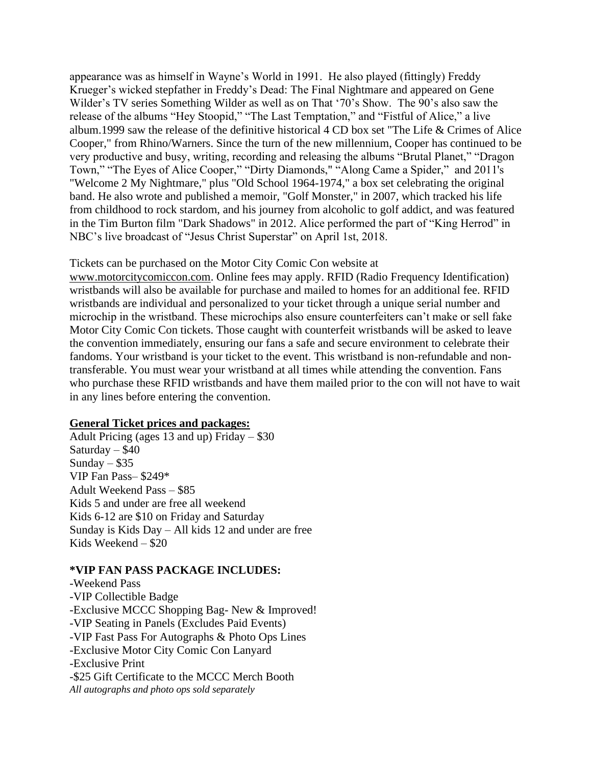appearance was as himself in Wayne's World in 1991. He also played (fittingly) Freddy Krueger's wicked stepfather in Freddy's Dead: The Final Nightmare and appeared on Gene Wilder's TV series Something Wilder as well as on That '70's Show. The 90's also saw the release of the albums "Hey Stoopid," "The Last Temptation," and "Fistful of Alice," a live album.1999 saw the release of the definitive historical 4 CD box set "The Life & Crimes of Alice Cooper," from Rhino/Warners. Since the turn of the new millennium, Cooper has continued to be very productive and busy, writing, recording and releasing the albums "Brutal Planet," "Dragon Town," "The Eyes of Alice Cooper," "Dirty Diamonds," "Along Came a Spider," and 2011's "Welcome 2 My Nightmare," plus "Old School 1964-1974," a box set celebrating the original band. He also wrote and published a memoir, "Golf Monster," in 2007, which tracked his life from childhood to rock stardom, and his journey from alcoholic to golf addict, and was featured in the Tim Burton film "Dark Shadows" in 2012. Alice performed the part of "King Herrod" in NBC's live broadcast of "Jesus Christ Superstar" on April 1st, 2018.

Tickets can be purchased on the Motor City Comic Con website at www.motorcitycomiccon.com. Online fees may apply. RFID (Radio Frequency Identification) wristbands will also be available for purchase and mailed to homes for an additional fee. RFID wristbands are individual and personalized to your ticket through a unique serial number and microchip in the wristband. These microchips also ensure counterfeiters can't make or sell fake Motor City Comic Con tickets. Those caught with counterfeit wristbands will be asked to leave the convention immediately, ensuring our fans a safe and secure environment to celebrate their fandoms. Your wristband is your ticket to the event. This wristband is non-refundable and non-transferable. You must wear your wristband at all times while attending the convention. Fans who purchase these RFID wristbands and have them mailed prior to the con will not have to wait in any lines before entering the convention.

**General Ticket prices and packages:**

Adult Pricing (ages 13 and up) Friday – $30
Saturday – $40
Sunday – $35
VIP Fan Pass– $249*
Adult Weekend Pass – $85
Kids 5 and under are free all weekend
Kids 6-12 are $10 on Friday and Saturday
Sunday is Kids Day – All kids 12 and under are free
Kids Weekend – $20

**\*VIP FAN PASS PACKAGE INCLUDES:**

-Weekend Pass
-VIP Collectible Badge
-Exclusive MCCC Shopping Bag- New & Improved!
-VIP Seating in Panels (Excludes Paid Events)
-VIP Fast Pass For Autographs & Photo Ops Lines
-Exclusive Motor City Comic Con Lanyard
-Exclusive Print
-$25 Gift Certificate to the MCCC Merch Booth
*All autographs and photo ops sold separately*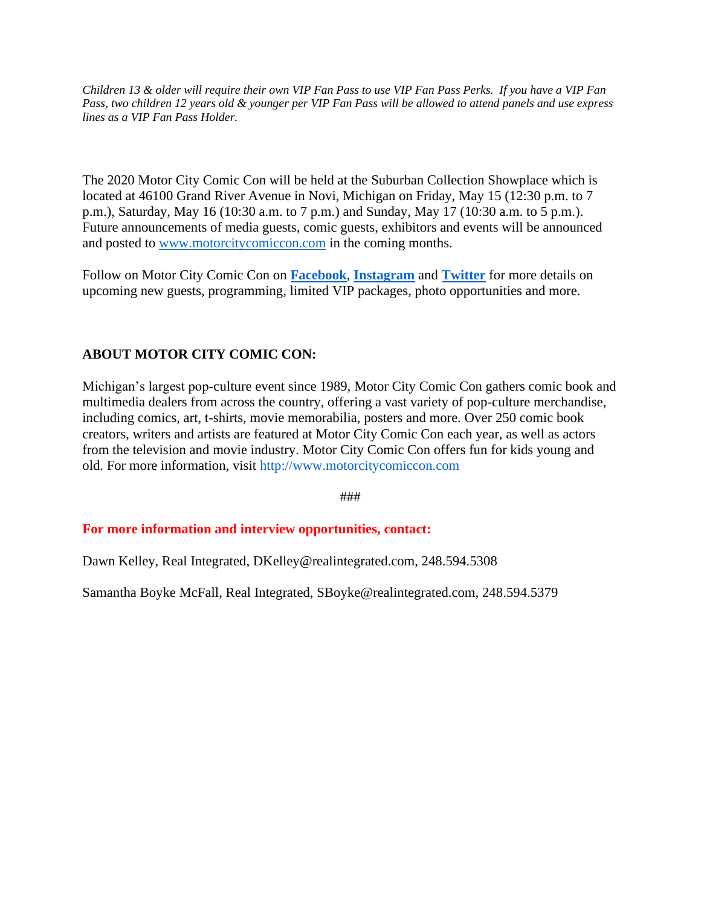*Children 13 & older will require their own VIP Fan Pass to use VIP Fan Pass Perks. If you have a VIP Fan Pass, two children 12 years old & younger per VIP Fan Pass will be allowed to attend panels and use express lines as a VIP Fan Pass Holder.*

The 2020 Motor City Comic Con will be held at the Suburban Collection Showplace which is located at 46100 Grand River Avenue in Novi, Michigan on Friday, May 15 (12:30 p.m. to 7 p.m.), Saturday, May 16 (10:30 a.m. to 7 p.m.) and Sunday, May 17 (10:30 a.m. to 5 p.m.). Future announcements of media guests, comic guests, exhibitors and events will be announced and posted to www.motorcitycomiccon.com in the coming months.

Follow on Motor City Comic Con on **Facebook**, **Instagram** and **Twitter** for more details on upcoming new guests, programming, limited VIP packages, photo opportunities and more.

**ABOUT MOTOR CITY COMIC CON:**

Michigan's largest pop-culture event since 1989, Motor City Comic Con gathers comic book and multimedia dealers from across the country, offering a vast variety of pop-culture merchandise, including comics, art, t-shirts, movie memorabilia, posters and more. Over 250 comic book creators, writers and artists are featured at Motor City Comic Con each year, as well as actors from the television and movie industry. Motor City Comic Con offers fun for kids young and old. For more information, visit http://www.motorcitycomiccon.com

###

**For more information and interview opportunities, contact:**

Dawn Kelley, Real Integrated, DKelley@realintegrated.com, 248.594.5308

Samantha Boyke McFall, Real Integrated, SBoyke@realintegrated.com, 248.594.5379